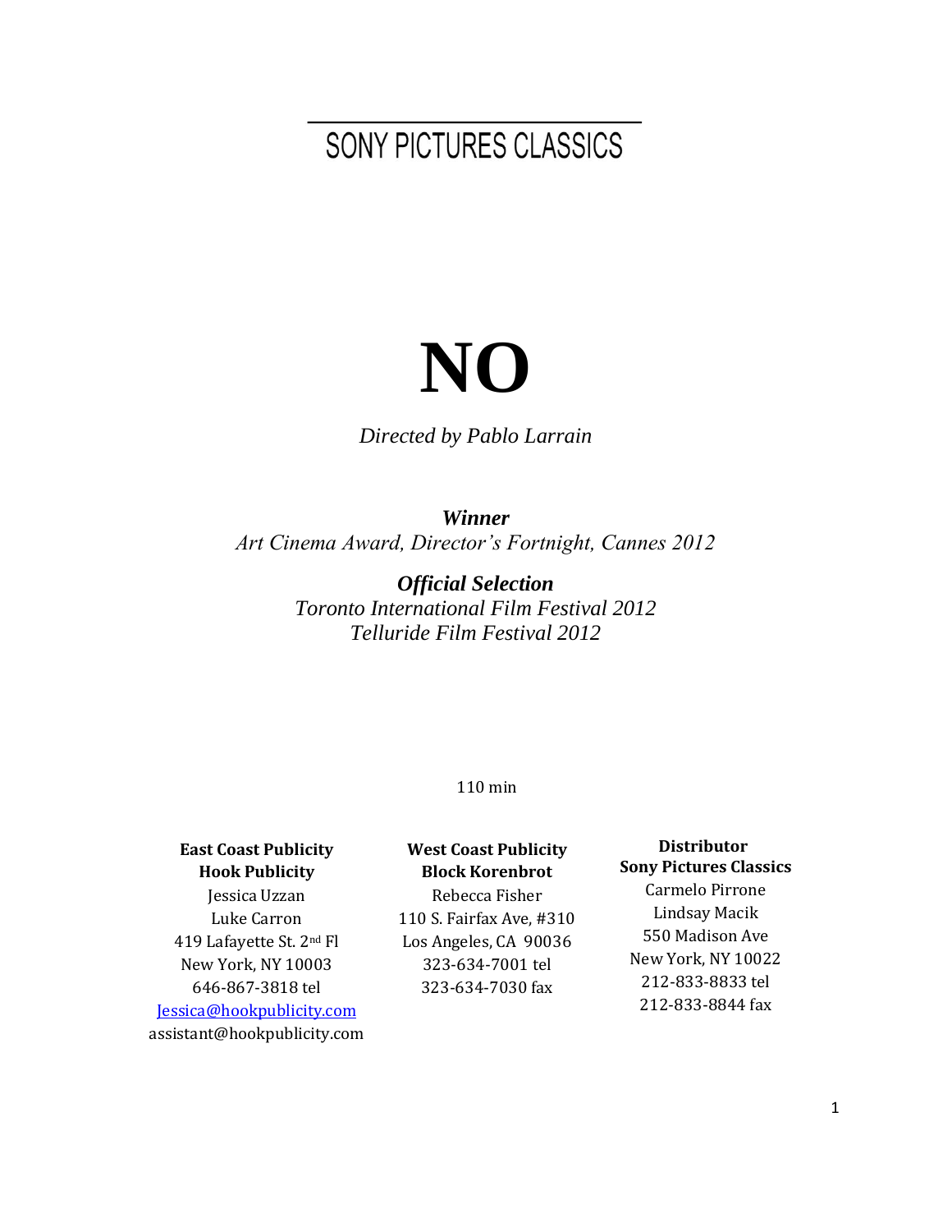SONY PICTURES CLASSICS

# NO

*Directed by Pablo Larrain*

***Winner***
*Art Cinema Award, Director's Fortnight, Cannes 2012*

***Official Selection***
*Toronto International Film Festival 2012*
*Telluride Film Festival 2012*

110 min

**East Coast Publicity**
**Hook Publicity**
Jessica Uzzan
Luke Carron
419 Lafayette St. 2nd Fl
New York, NY 10003
646-867-3818 tel
Jessica@hookpublicity.com
assistant@hookpublicity.com

**West Coast Publicity**
**Block Korenbrot**
Rebecca Fisher
110 S. Fairfax Ave, #310
Los Angeles, CA 90036
323-634-7001 tel
323-634-7030 fax

**Distributor**
**Sony Pictures Classics**
Carmelo Pirrone
Lindsay Macik
550 Madison Ave
New York, NY 10022
212-833-8833 tel
212-833-8844 fax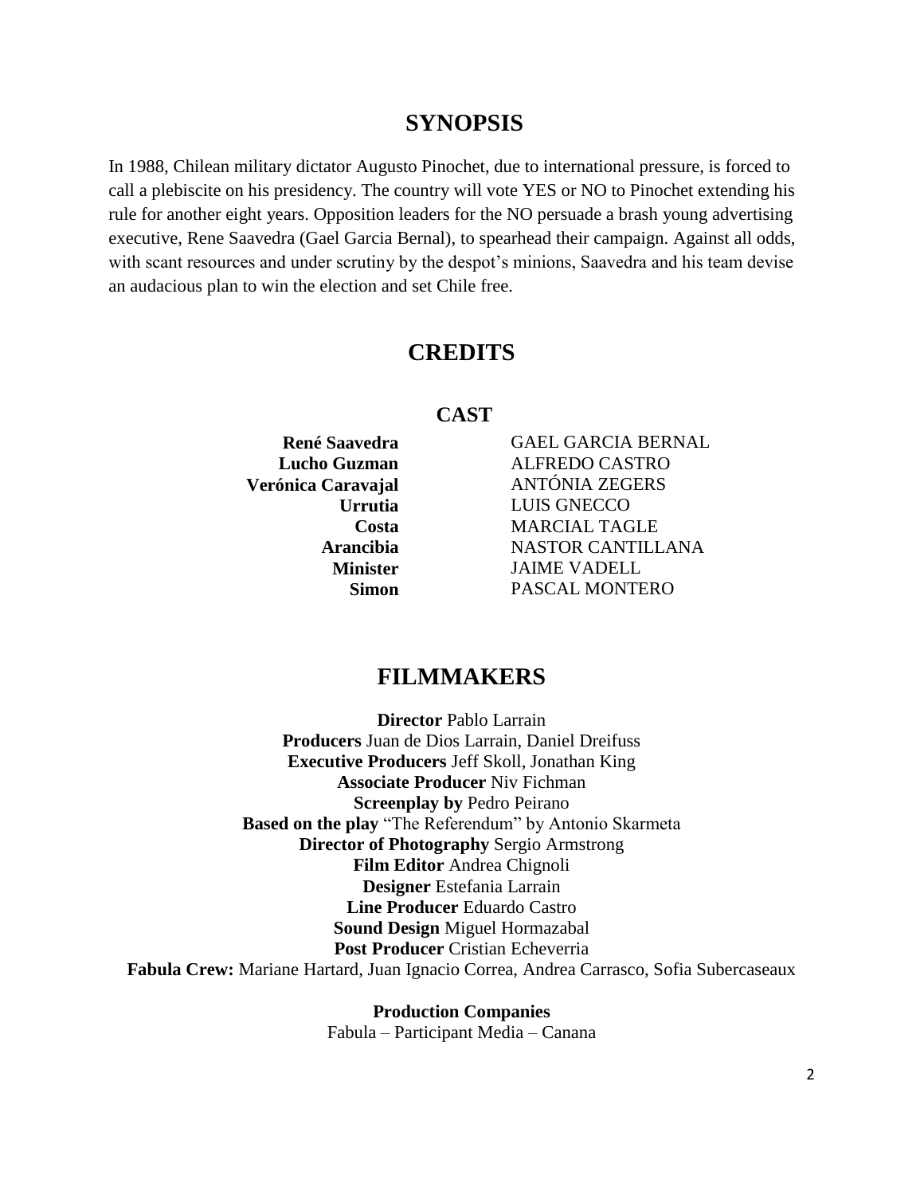## SYNOPSIS

In 1988, Chilean military dictator Augusto Pinochet, due to international pressure, is forced to call a plebiscite on his presidency. The country will vote YES or NO to Pinochet extending his rule for another eight years. Opposition leaders for the NO persuade a brash young advertising executive, Rene Saavedra (Gael Garcia Bernal), to spearhead their campaign. Against all odds, with scant resources and under scrutiny by the despot's minions, Saavedra and his team devise an audacious plan to win the election and set Chile free.

## CREDITS

### CAST

| | |
|---|---|
| **René Saavedra** | GAEL GARCIA BERNAL |
| **Lucho Guzman** | ALFREDO CASTRO |
| **Verónica Caravajal** | ANTÓNIA ZEGERS |
| **Urrutia** | LUIS GNECCO |
| **Costa** | MARCIAL TAGLE |
| **Arancibia** | NASTOR CANTILLANA |
| **Minister** | JAIME VADELL |
| **Simon** | PASCAL MONTERO |

## FILMMAKERS

**Director** Pablo Larrain
**Producers** Juan de Dios Larrain, Daniel Dreifuss
**Executive Producers** Jeff Skoll, Jonathan King
**Associate Producer** Niv Fichman
**Screenplay by** Pedro Peirano
**Based on the play** "The Referendum" by Antonio Skarmeta
**Director of Photography** Sergio Armstrong
**Film Editor** Andrea Chignoli
**Designer** Estefania Larrain
**Line Producer** Eduardo Castro
**Sound Design** Miguel Hormazabal
**Post Producer** Cristian Echeverria
**Fabula Crew:** Mariane Hartard, Juan Ignacio Correa, Andrea Carrasco, Sofia Subercaseaux

**Production Companies**
Fabula – Participant Media – Canana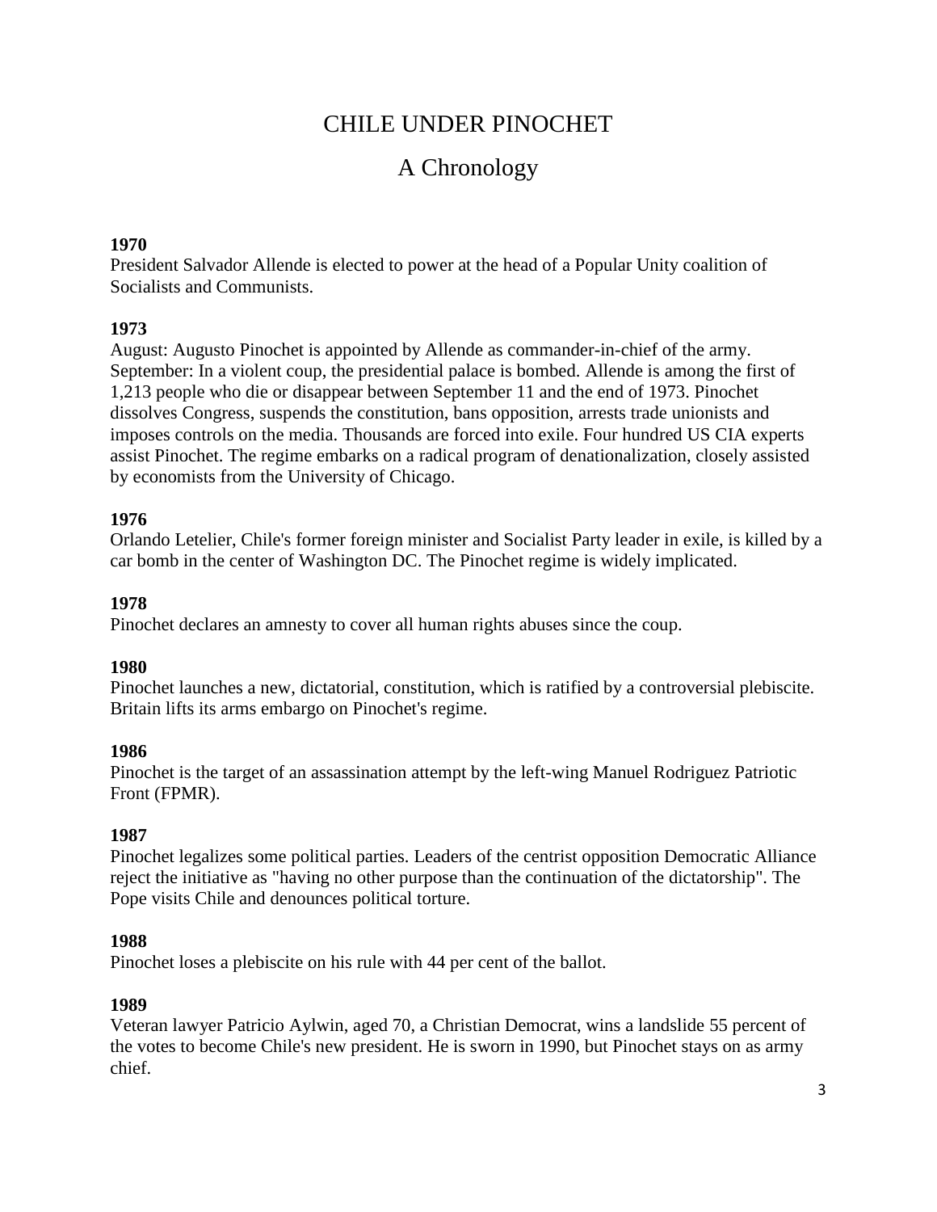# CHILE UNDER PINOCHET

## A Chronology

**1970**
President Salvador Allende is elected to power at the head of a Popular Unity coalition of Socialists and Communists.

**1973**
August: Augusto Pinochet is appointed by Allende as commander-in-chief of the army.
September: In a violent coup, the presidential palace is bombed. Allende is among the first of 1,213 people who die or disappear between September 11 and the end of 1973. Pinochet dissolves Congress, suspends the constitution, bans opposition, arrests trade unionists and imposes controls on the media. Thousands are forced into exile. Four hundred US CIA experts assist Pinochet. The regime embarks on a radical program of denationalization, closely assisted by economists from the University of Chicago.

**1976**
Orlando Letelier, Chile's former foreign minister and Socialist Party leader in exile, is killed by a car bomb in the center of Washington DC. The Pinochet regime is widely implicated.

**1978**
Pinochet declares an amnesty to cover all human rights abuses since the coup.

**1980**
Pinochet launches a new, dictatorial, constitution, which is ratified by a controversial plebiscite. Britain lifts its arms embargo on Pinochet's regime.

**1986**
Pinochet is the target of an assassination attempt by the left-wing Manuel Rodriguez Patriotic Front (FPMR).

**1987**
Pinochet legalizes some political parties. Leaders of the centrist opposition Democratic Alliance reject the initiative as "having no other purpose than the continuation of the dictatorship". The Pope visits Chile and denounces political torture.

**1988**
Pinochet loses a plebiscite on his rule with 44 per cent of the ballot.

**1989**
Veteran lawyer Patricio Aylwin, aged 70, a Christian Democrat, wins a landslide 55 percent of the votes to become Chile's new president. He is sworn in 1990, but Pinochet stays on as army chief.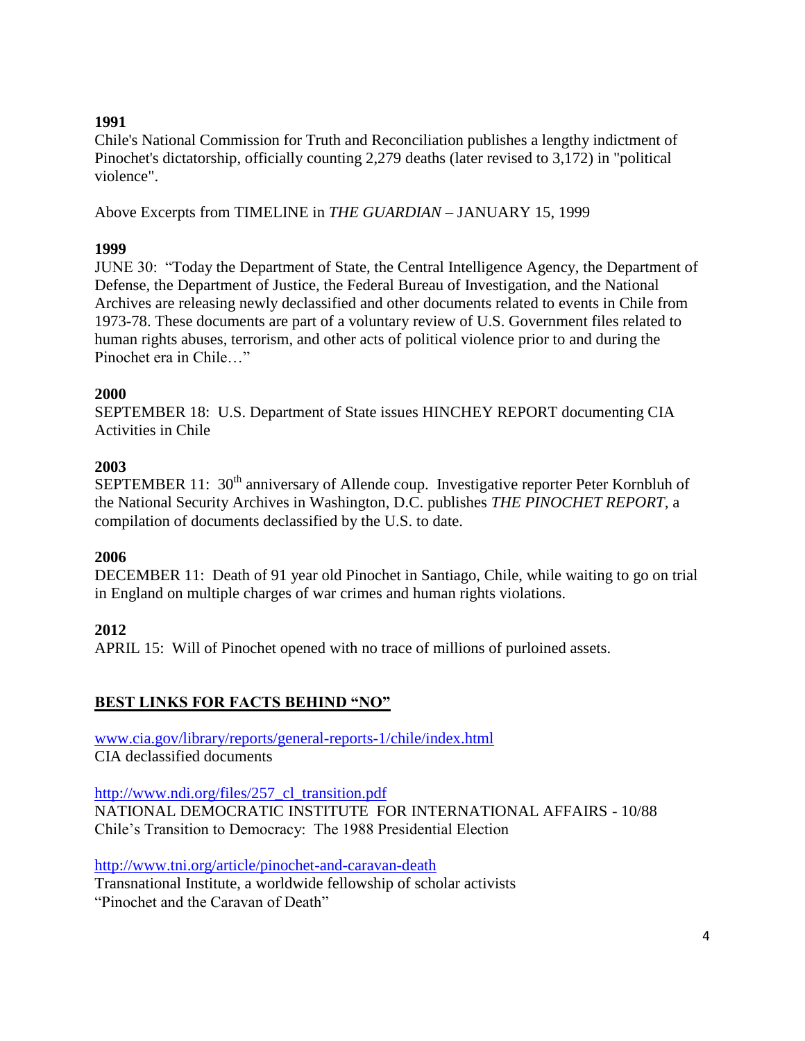**1991**
Chile's National Commission for Truth and Reconciliation publishes a lengthy indictment of Pinochet's dictatorship, officially counting 2,279 deaths (later revised to 3,172) in "political violence".

Above Excerpts from TIMELINE in *THE GUARDIAN* – JANUARY 15, 1999

**1999**
JUNE 30: "Today the Department of State, the Central Intelligence Agency, the Department of Defense, the Department of Justice, the Federal Bureau of Investigation, and the National Archives are releasing newly declassified and other documents related to events in Chile from 1973-78. These documents are part of a voluntary review of U.S. Government files related to human rights abuses, terrorism, and other acts of political violence prior to and during the Pinochet era in Chile…"

**2000**
SEPTEMBER 18: U.S. Department of State issues HINCHEY REPORT documenting CIA Activities in Chile

**2003**
SEPTEMBER 11: 30th anniversary of Allende coup. Investigative reporter Peter Kornbluh of the National Security Archives in Washington, D.C. publishes *THE PINOCHET REPORT*, a compilation of documents declassified by the U.S. to date.

**2006**
DECEMBER 11: Death of 91 year old Pinochet in Santiago, Chile, while waiting to go on trial in England on multiple charges of war crimes and human rights violations.

**2012**
APRIL 15: Will of Pinochet opened with no trace of millions of purloined assets.

## BEST LINKS FOR FACTS BEHIND "NO"

www.cia.gov/library/reports/general-reports-1/chile/index.html
CIA declassified documents

http://www.ndi.org/files/257_cl_transition.pdf
NATIONAL DEMOCRATIC INSTITUTE FOR INTERNATIONAL AFFAIRS - 10/88
Chile's Transition to Democracy: The 1988 Presidential Election

http://www.tni.org/article/pinochet-and-caravan-death
Transnational Institute, a worldwide fellowship of scholar activists
"Pinochet and the Caravan of Death"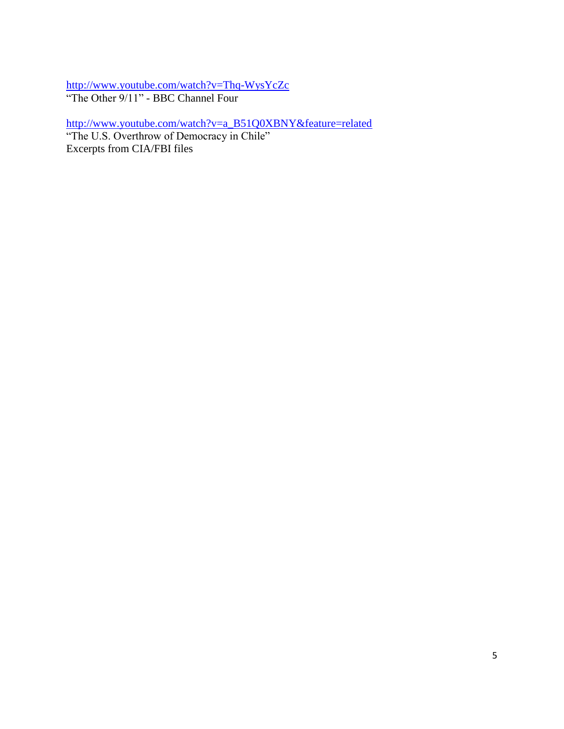http://www.youtube.com/watch?v=Thq-WysYcZc
"The Other 9/11" - BBC Channel Four

http://www.youtube.com/watch?v=a_B51Q0XBNY&feature=related
"The U.S. Overthrow of Democracy in Chile"
Excerpts from CIA/FBI files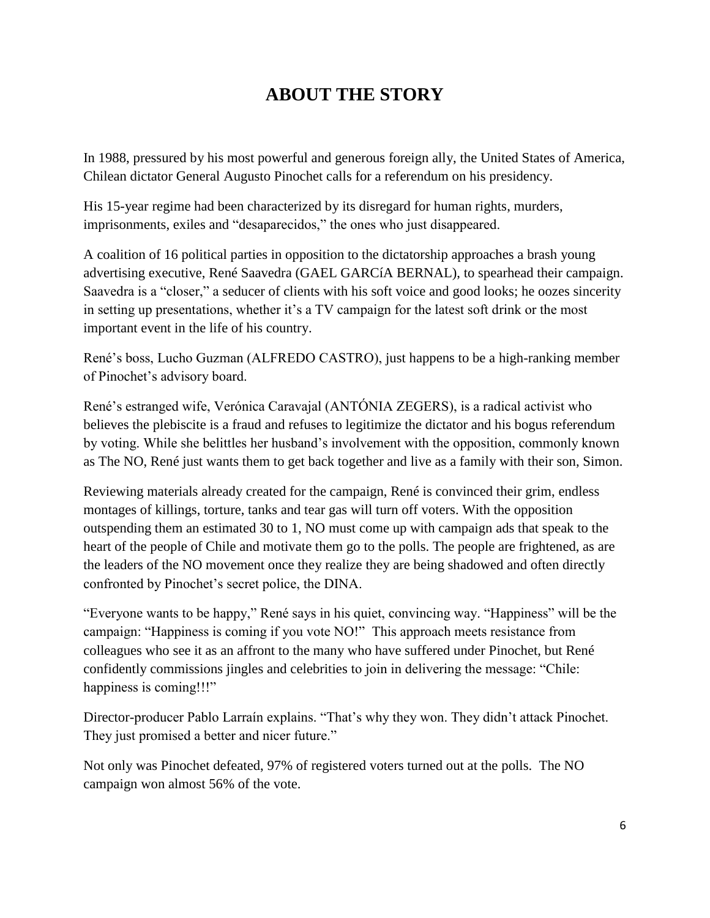# ABOUT THE STORY

In 1988, pressured by his most powerful and generous foreign ally, the United States of America, Chilean dictator General Augusto Pinochet calls for a referendum on his presidency.

His 15-year regime had been characterized by its disregard for human rights, murders, imprisonments, exiles and "desaparecidos," the ones who just disappeared.

A coalition of 16 political parties in opposition to the dictatorship approaches a brash young advertising executive, René Saavedra (GAEL GARCíA BERNAL), to spearhead their campaign. Saavedra is a "closer," a seducer of clients with his soft voice and good looks; he oozes sincerity in setting up presentations, whether it's a TV campaign for the latest soft drink or the most important event in the life of his country.

René's boss, Lucho Guzman (ALFREDO CASTRO), just happens to be a high-ranking member of Pinochet's advisory board.

René's estranged wife, Verónica Caravajal (ANTÓNIA ZEGERS), is a radical activist who believes the plebiscite is a fraud and refuses to legitimize the dictator and his bogus referendum by voting. While she belittles her husband's involvement with the opposition, commonly known as The NO, René just wants them to get back together and live as a family with their son, Simon.

Reviewing materials already created for the campaign, René is convinced their grim, endless montages of killings, torture, tanks and tear gas will turn off voters. With the opposition outspending them an estimated 30 to 1, NO must come up with campaign ads that speak to the heart of the people of Chile and motivate them go to the polls. The people are frightened, as are the leaders of the NO movement once they realize they are being shadowed and often directly confronted by Pinochet's secret police, the DINA.

"Everyone wants to be happy," René says in his quiet, convincing way. "Happiness" will be the campaign: "Happiness is coming if you vote NO!" This approach meets resistance from colleagues who see it as an affront to the many who have suffered under Pinochet, but René confidently commissions jingles and celebrities to join in delivering the message: "Chile: happiness is coming!!!"

Director-producer Pablo Larraín explains. "That's why they won. They didn't attack Pinochet. They just promised a better and nicer future."

Not only was Pinochet defeated, 97% of registered voters turned out at the polls. The NO campaign won almost 56% of the vote.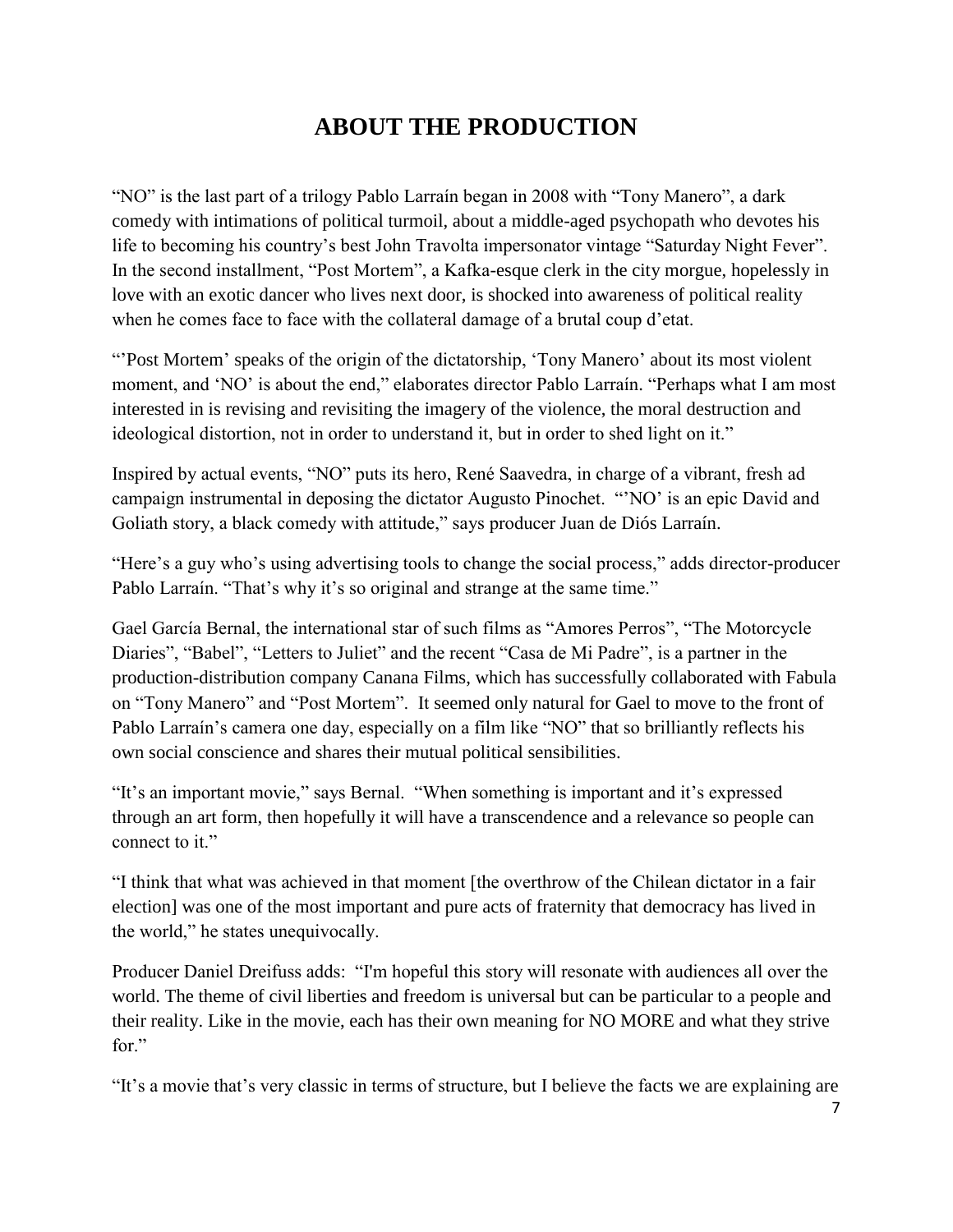# ABOUT THE PRODUCTION

“NO” is the last part of a trilogy Pablo Larraín began in 2008 with “Tony Manero”, a dark comedy with intimations of political turmoil, about a middle-aged psychopath who devotes his life to becoming his country’s best John Travolta impersonator vintage “Saturday Night Fever”. In the second installment, “Post Mortem”, a Kafka-esque clerk in the city morgue, hopelessly in love with an exotic dancer who lives next door, is shocked into awareness of political reality when he comes face to face with the collateral damage of a brutal coup d’etat.

“’Post Mortem’ speaks of the origin of the dictatorship, ‘Tony Manero’ about its most violent moment, and ‘NO’ is about the end,” elaborates director Pablo Larraín. “Perhaps what I am most interested in is revising and revisiting the imagery of the violence, the moral destruction and ideological distortion, not in order to understand it, but in order to shed light on it.”

Inspired by actual events, “NO” puts its hero, René Saavedra, in charge of a vibrant, fresh ad campaign instrumental in deposing the dictator Augusto Pinochet. “’NO’ is an epic David and Goliath story, a black comedy with attitude,” says producer Juan de Diós Larraín.

“Here’s a guy who’s using advertising tools to change the social process,” adds director-producer Pablo Larraín. “That’s why it’s so original and strange at the same time.”

Gael García Bernal, the international star of such films as “Amores Perros”, “The Motorcycle Diaries”, “Babel”, “Letters to Juliet” and the recent “Casa de Mi Padre”, is a partner in the production-distribution company Canana Films, which has successfully collaborated with Fabula on “Tony Manero” and “Post Mortem”. It seemed only natural for Gael to move to the front of Pablo Larraín’s camera one day, especially on a film like “NO” that so brilliantly reflects his own social conscience and shares their mutual political sensibilities.

“It’s an important movie,” says Bernal. “When something is important and it’s expressed through an art form, then hopefully it will have a transcendence and a relevance so people can connect to it.”

“I think that what was achieved in that moment [the overthrow of the Chilean dictator in a fair election] was one of the most important and pure acts of fraternity that democracy has lived in the world,” he states unequivocally.

Producer Daniel Dreifuss adds: “I'm hopeful this story will resonate with audiences all over the world. The theme of civil liberties and freedom is universal but can be particular to a people and their reality. Like in the movie, each has their own meaning for NO MORE and what they strive for.”

“It’s a movie that’s very classic in terms of structure, but I believe the facts we are explaining are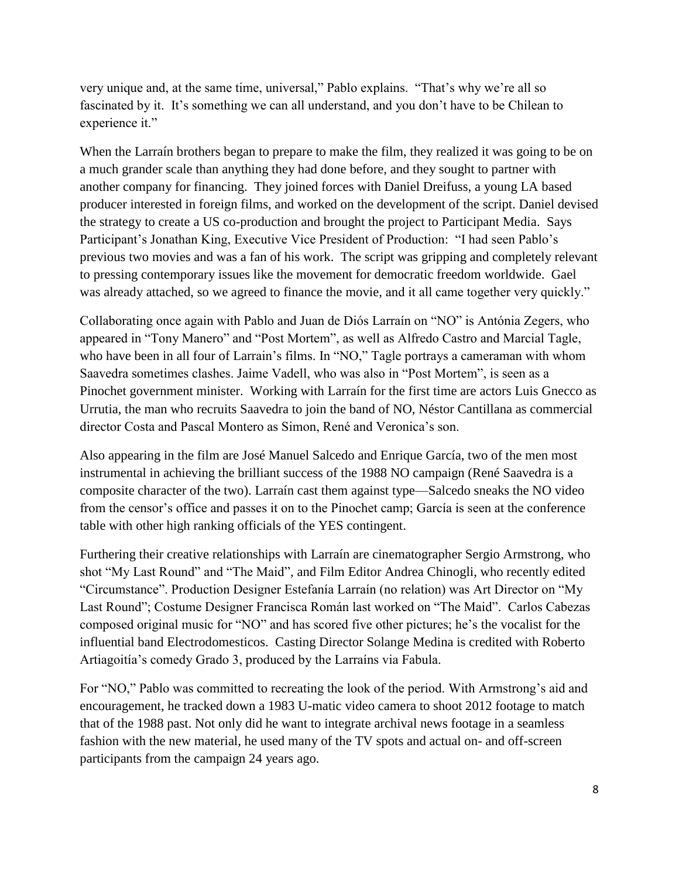very unique and, at the same time, universal," Pablo explains. "That's why we're all so fascinated by it. It's something we can all understand, and you don't have to be Chilean to experience it."

When the Larraín brothers began to prepare to make the film, they realized it was going to be on a much grander scale than anything they had done before, and they sought to partner with another company for financing. They joined forces with Daniel Dreifuss, a young LA based producer interested in foreign films, and worked on the development of the script. Daniel devised the strategy to create a US co-production and brought the project to Participant Media. Says Participant's Jonathan King, Executive Vice President of Production: "I had seen Pablo's previous two movies and was a fan of his work. The script was gripping and completely relevant to pressing contemporary issues like the movement for democratic freedom worldwide. Gael was already attached, so we agreed to finance the movie, and it all came together very quickly."

Collaborating once again with Pablo and Juan de Diós Larraín on "NO" is Antónia Zegers, who appeared in "Tony Manero" and "Post Mortem", as well as Alfredo Castro and Marcial Tagle, who have been in all four of Larrain's films. In "NO," Tagle portrays a cameraman with whom Saavedra sometimes clashes. Jaime Vadell, who was also in "Post Mortem", is seen as a Pinochet government minister. Working with Larraín for the first time are actors Luis Gnecco as Urrutia, the man who recruits Saavedra to join the band of NO, Néstor Cantillana as commercial director Costa and Pascal Montero as Simon, René and Veronica's son.

Also appearing in the film are José Manuel Salcedo and Enrique García, two of the men most instrumental in achieving the brilliant success of the 1988 NO campaign (René Saavedra is a composite character of the two). Larraín cast them against type—Salcedo sneaks the NO video from the censor's office and passes it on to the Pinochet camp; García is seen at the conference table with other high ranking officials of the YES contingent.

Furthering their creative relationships with Larraín are cinematographer Sergio Armstrong, who shot "My Last Round" and "The Maid", and Film Editor Andrea Chinogli, who recently edited "Circumstance". Production Designer Estefanía Larraín (no relation) was Art Director on "My Last Round"; Costume Designer Francisca Román last worked on "The Maid". Carlos Cabezas composed original music for "NO" and has scored five other pictures; he's the vocalist for the influential band Electrodomesticos. Casting Director Solange Medina is credited with Roberto Artiagoitía's comedy Grado 3, produced by the Larraíns via Fabula.

For "NO," Pablo was committed to recreating the look of the period. With Armstrong's aid and encouragement, he tracked down a 1983 U-matic video camera to shoot 2012 footage to match that of the 1988 past. Not only did he want to integrate archival news footage in a seamless fashion with the new material, he used many of the TV spots and actual on- and off-screen participants from the campaign 24 years ago.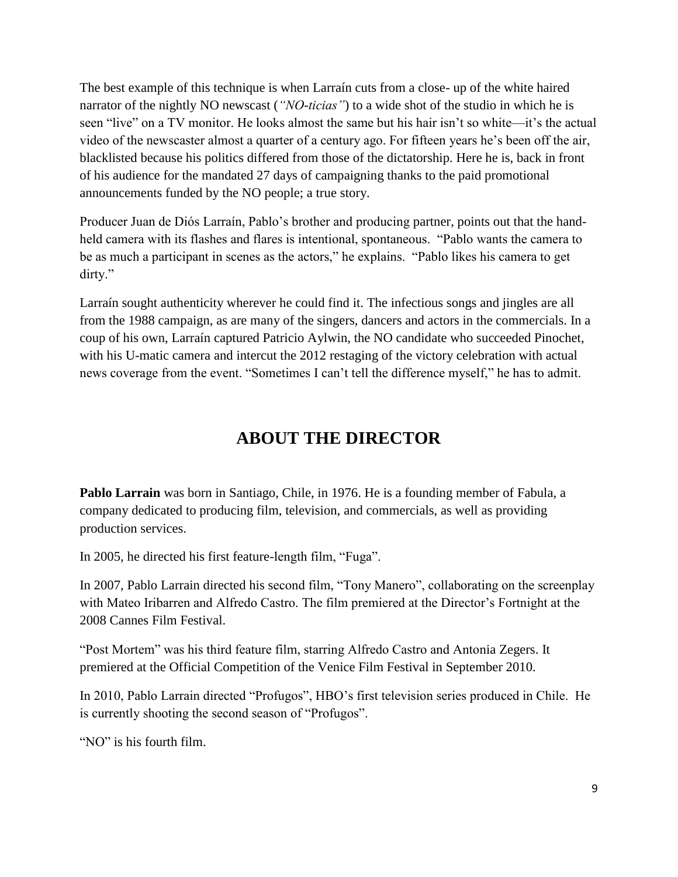The best example of this technique is when Larraín cuts from a close- up of the white haired narrator of the nightly NO newscast (*"NO-ticias"*) to a wide shot of the studio in which he is seen "live" on a TV monitor. He looks almost the same but his hair isn't so white—it's the actual video of the newscaster almost a quarter of a century ago. For fifteen years he's been off the air, blacklisted because his politics differed from those of the dictatorship. Here he is, back in front of his audience for the mandated 27 days of campaigning thanks to the paid promotional announcements funded by the NO people; a true story.

Producer Juan de Diós Larraín, Pablo's brother and producing partner, points out that the hand-held camera with its flashes and flares is intentional, spontaneous. "Pablo wants the camera to be as much a participant in scenes as the actors," he explains. "Pablo likes his camera to get dirty."

Larraín sought authenticity wherever he could find it. The infectious songs and jingles are all from the 1988 campaign, as are many of the singers, dancers and actors in the commercials. In a coup of his own, Larraín captured Patricio Aylwin, the NO candidate who succeeded Pinochet, with his U-matic camera and intercut the 2012 restaging of the victory celebration with actual news coverage from the event. "Sometimes I can't tell the difference myself," he has to admit.

## ABOUT THE DIRECTOR

**Pablo Larrain** was born in Santiago, Chile, in 1976. He is a founding member of Fabula, a company dedicated to producing film, television, and commercials, as well as providing production services.

In 2005, he directed his first feature-length film, "Fuga".

In 2007, Pablo Larrain directed his second film, "Tony Manero", collaborating on the screenplay with Mateo Iribarren and Alfredo Castro. The film premiered at the Director's Fortnight at the 2008 Cannes Film Festival.

"Post Mortem" was his third feature film, starring Alfredo Castro and Antonia Zegers. It premiered at the Official Competition of the Venice Film Festival in September 2010.

In 2010, Pablo Larrain directed "Profugos", HBO's first television series produced in Chile. He is currently shooting the second season of "Profugos".

"NO" is his fourth film.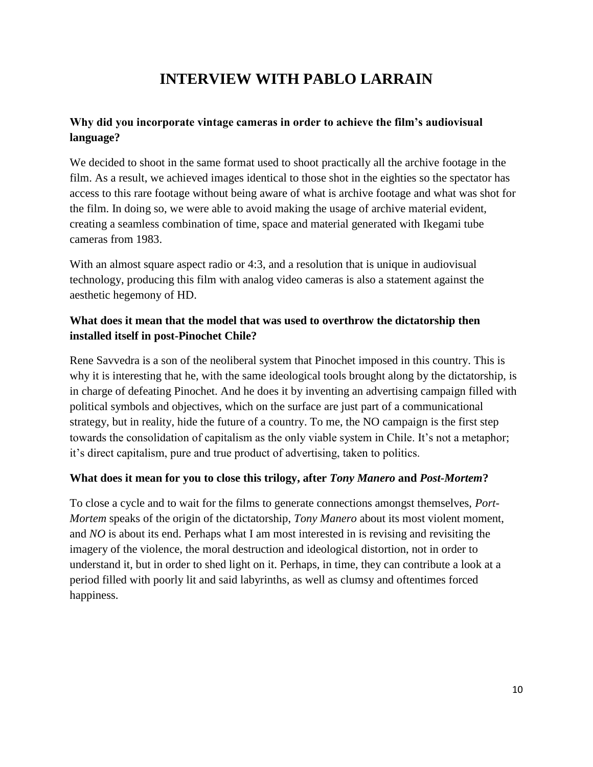# INTERVIEW WITH PABLO LARRAIN

**Why did you incorporate vintage cameras in order to achieve the film's audiovisual language?**

We decided to shoot in the same format used to shoot practically all the archive footage in the film. As a result, we achieved images identical to those shot in the eighties so the spectator has access to this rare footage without being aware of what is archive footage and what was shot for the film. In doing so, we were able to avoid making the usage of archive material evident, creating a seamless combination of time, space and material generated with Ikegami tube cameras from 1983.

With an almost square aspect radio or 4:3, and a resolution that is unique in audiovisual technology, producing this film with analog video cameras is also a statement against the aesthetic hegemony of HD.

**What does it mean that the model that was used to overthrow the dictatorship then installed itself in post-Pinochet Chile?**

Rene Savvedra is a son of the neoliberal system that Pinochet imposed in this country. This is why it is interesting that he, with the same ideological tools brought along by the dictatorship, is in charge of defeating Pinochet. And he does it by inventing an advertising campaign filled with political symbols and objectives, which on the surface are just part of a communicational strategy, but in reality, hide the future of a country. To me, the NO campaign is the first step towards the consolidation of capitalism as the only viable system in Chile. It's not a metaphor; it's direct capitalism, pure and true product of advertising, taken to politics.

**What does it mean for you to close this trilogy, after *Tony Manero* and *Post-Mortem*?**

To close a cycle and to wait for the films to generate connections amongst themselves, *Port-Mortem* speaks of the origin of the dictatorship, *Tony Manero* about its most violent moment, and *NO* is about its end. Perhaps what I am most interested in is revising and revisiting the imagery of the violence, the moral destruction and ideological distortion, not in order to understand it, but in order to shed light on it. Perhaps, in time, they can contribute a look at a period filled with poorly lit and said labyrinths, as well as clumsy and oftentimes forced happiness.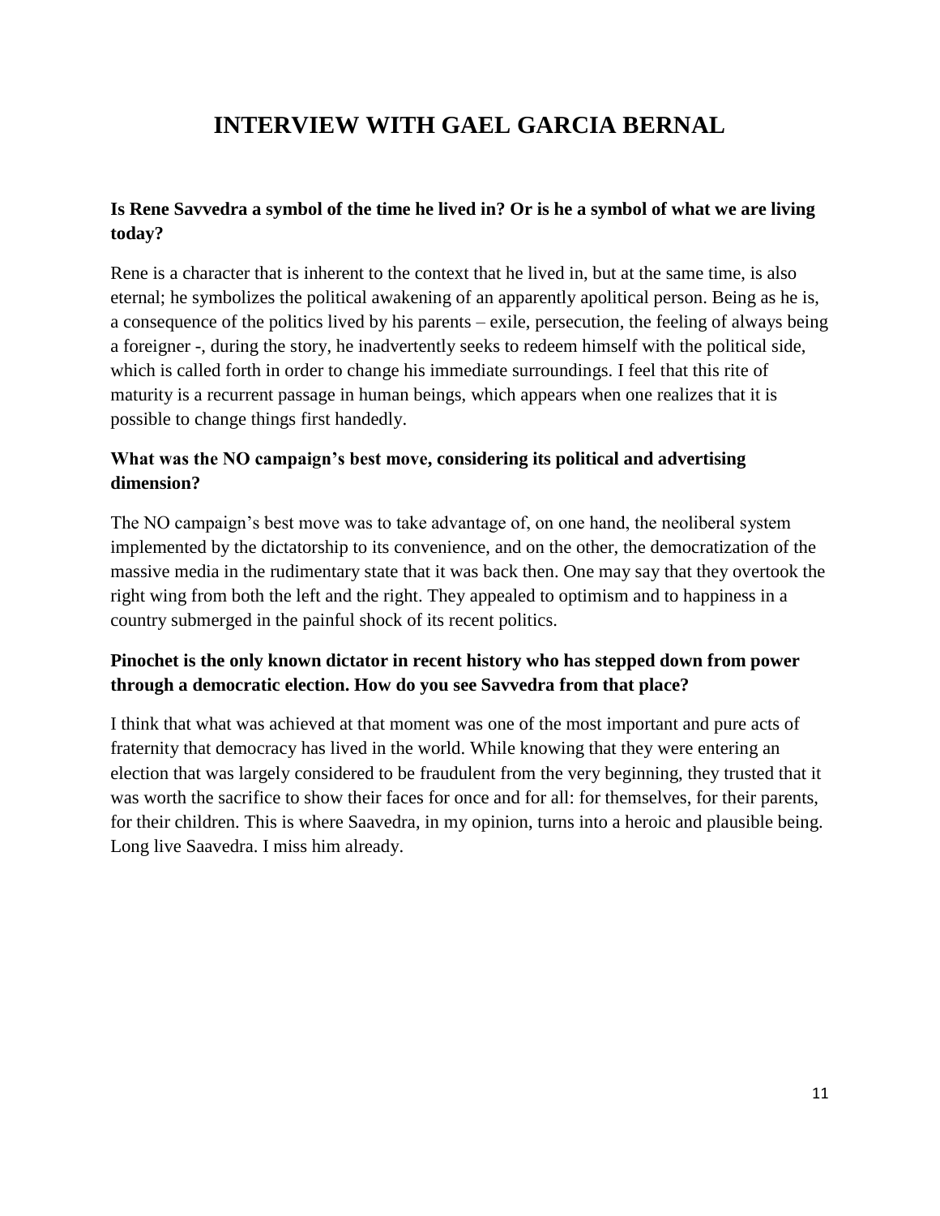# INTERVIEW WITH GAEL GARCIA BERNAL

**Is Rene Savvedra a symbol of the time he lived in? Or is he a symbol of what we are living today?**

Rene is a character that is inherent to the context that he lived in, but at the same time, is also eternal; he symbolizes the political awakening of an apparently apolitical person. Being as he is, a consequence of the politics lived by his parents – exile, persecution, the feeling of always being a foreigner -, during the story, he inadvertently seeks to redeem himself with the political side, which is called forth in order to change his immediate surroundings. I feel that this rite of maturity is a recurrent passage in human beings, which appears when one realizes that it is possible to change things first handedly.

**What was the NO campaign's best move, considering its political and advertising dimension?**

The NO campaign's best move was to take advantage of, on one hand, the neoliberal system implemented by the dictatorship to its convenience, and on the other, the democratization of the massive media in the rudimentary state that it was back then. One may say that they overtook the right wing from both the left and the right. They appealed to optimism and to happiness in a country submerged in the painful shock of its recent politics.

**Pinochet is the only known dictator in recent history who has stepped down from power through a democratic election. How do you see Savvedra from that place?**

I think that what was achieved at that moment was one of the most important and pure acts of fraternity that democracy has lived in the world. While knowing that they were entering an election that was largely considered to be fraudulent from the very beginning, they trusted that it was worth the sacrifice to show their faces for once and for all: for themselves, for their parents, for their children. This is where Saavedra, in my opinion, turns into a heroic and plausible being. Long live Saavedra. I miss him already.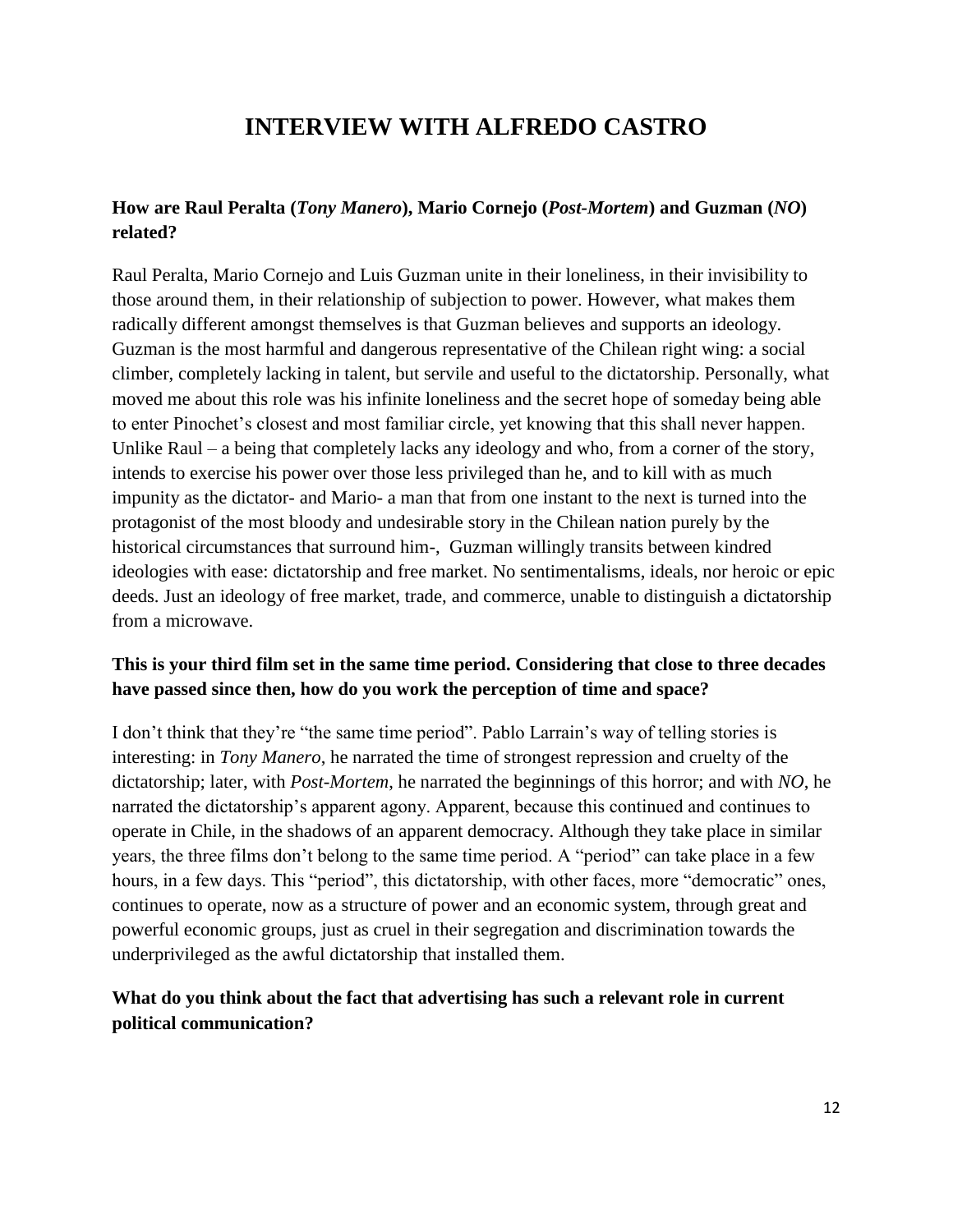# INTERVIEW WITH ALFREDO CASTRO

**How are Raul Peralta (*Tony Manero*), Mario Cornejo (*Post-Mortem*) and Guzman (*NO*) related?**

Raul Peralta, Mario Cornejo and Luis Guzman unite in their loneliness, in their invisibility to those around them, in their relationship of subjection to power. However, what makes them radically different amongst themselves is that Guzman believes and supports an ideology. Guzman is the most harmful and dangerous representative of the Chilean right wing: a social climber, completely lacking in talent, but servile and useful to the dictatorship. Personally, what moved me about this role was his infinite loneliness and the secret hope of someday being able to enter Pinochet's closest and most familiar circle, yet knowing that this shall never happen. Unlike Raul – a being that completely lacks any ideology and who, from a corner of the story, intends to exercise his power over those less privileged than he, and to kill with as much impunity as the dictator- and Mario- a man that from one instant to the next is turned into the protagonist of the most bloody and undesirable story in the Chilean nation purely by the historical circumstances that surround him-, Guzman willingly transits between kindred ideologies with ease: dictatorship and free market. No sentimentalisms, ideals, nor heroic or epic deeds. Just an ideology of free market, trade, and commerce, unable to distinguish a dictatorship from a microwave.

**This is your third film set in the same time period. Considering that close to three decades have passed since then, how do you work the perception of time and space?**

I don't think that they're "the same time period". Pablo Larrain's way of telling stories is interesting: in *Tony Manero*, he narrated the time of strongest repression and cruelty of the dictatorship; later, with *Post-Mortem*, he narrated the beginnings of this horror; and with *NO*, he narrated the dictatorship's apparent agony. Apparent, because this continued and continues to operate in Chile, in the shadows of an apparent democracy. Although they take place in similar years, the three films don't belong to the same time period. A "period" can take place in a few hours, in a few days. This "period", this dictatorship, with other faces, more "democratic" ones, continues to operate, now as a structure of power and an economic system, through great and powerful economic groups, just as cruel in their segregation and discrimination towards the underprivileged as the awful dictatorship that installed them.

**What do you think about the fact that advertising has such a relevant role in current political communication?**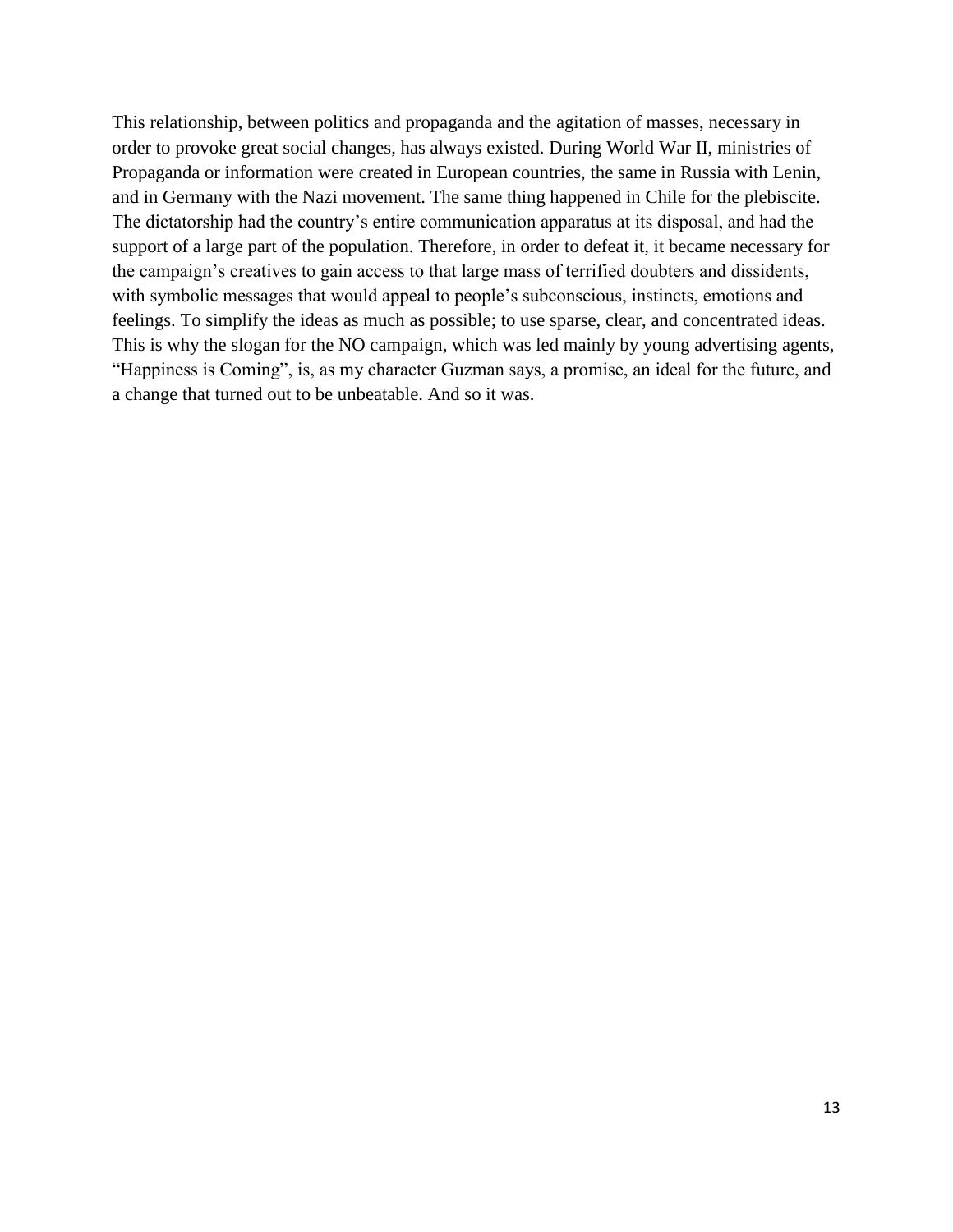This relationship, between politics and propaganda and the agitation of masses, necessary in order to provoke great social changes, has always existed. During World War II, ministries of Propaganda or information were created in European countries, the same in Russia with Lenin, and in Germany with the Nazi movement. The same thing happened in Chile for the plebiscite. The dictatorship had the country's entire communication apparatus at its disposal, and had the support of a large part of the population. Therefore, in order to defeat it, it became necessary for the campaign's creatives to gain access to that large mass of terrified doubters and dissidents, with symbolic messages that would appeal to people's subconscious, instincts, emotions and feelings. To simplify the ideas as much as possible; to use sparse, clear, and concentrated ideas. This is why the slogan for the NO campaign, which was led mainly by young advertising agents, "Happiness is Coming", is, as my character Guzman says, a promise, an ideal for the future, and a change that turned out to be unbeatable. And so it was.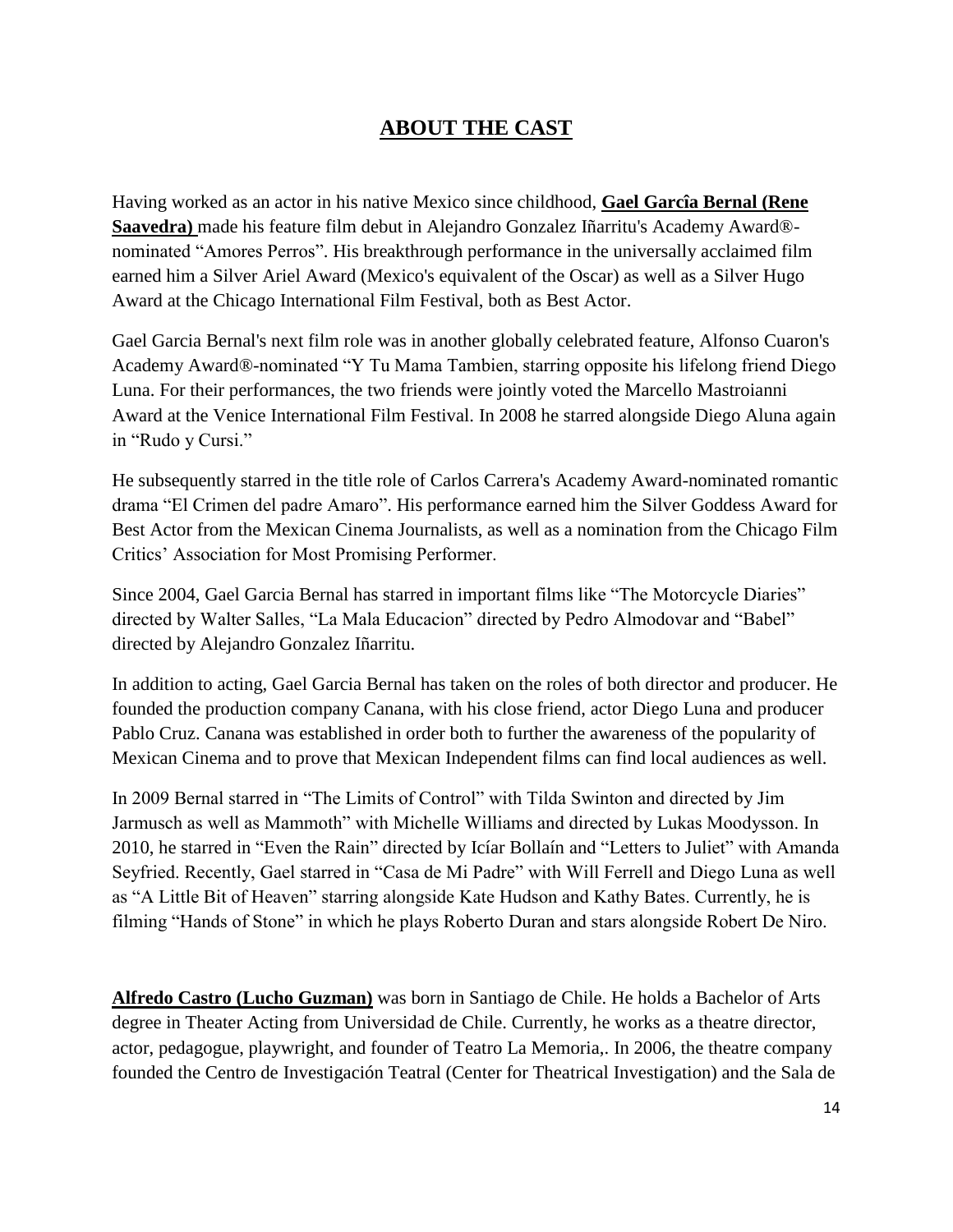## ABOUT THE CAST

Having worked as an actor in his native Mexico since childhood, **Gael Garcîa Bernal (Rene Saavedra)** made his feature film debut in Alejandro Gonzalez Iñarritu's Academy Award®-nominated "Amores Perros". His breakthrough performance in the universally acclaimed film earned him a Silver Ariel Award (Mexico's equivalent of the Oscar) as well as a Silver Hugo Award at the Chicago International Film Festival, both as Best Actor.

Gael Garcia Bernal's next film role was in another globally celebrated feature, Alfonso Cuaron's Academy Award®-nominated "Y Tu Mama Tambien, starring opposite his lifelong friend Diego Luna. For their performances, the two friends were jointly voted the Marcello Mastroianni Award at the Venice International Film Festival. In 2008 he starred alongside Diego Aluna again in "Rudo y Cursi."

He subsequently starred in the title role of Carlos Carrera's Academy Award-nominated romantic drama "El Crimen del padre Amaro". His performance earned him the Silver Goddess Award for Best Actor from the Mexican Cinema Journalists, as well as a nomination from the Chicago Film Critics' Association for Most Promising Performer.

Since 2004, Gael Garcia Bernal has starred in important films like "The Motorcycle Diaries" directed by Walter Salles, "La Mala Educacion" directed by Pedro Almodovar and "Babel" directed by Alejandro Gonzalez Iñarritu.

In addition to acting, Gael Garcia Bernal has taken on the roles of both director and producer. He founded the production company Canana, with his close friend, actor Diego Luna and producer Pablo Cruz. Canana was established in order both to further the awareness of the popularity of Mexican Cinema and to prove that Mexican Independent films can find local audiences as well.

In 2009 Bernal starred in "The Limits of Control" with Tilda Swinton and directed by Jim Jarmusch as well as Mammoth" with Michelle Williams and directed by Lukas Moodysson. In 2010, he starred in "Even the Rain" directed by Icíar Bollaín and "Letters to Juliet" with Amanda Seyfried. Recently, Gael starred in "Casa de Mi Padre" with Will Ferrell and Diego Luna as well as "A Little Bit of Heaven" starring alongside Kate Hudson and Kathy Bates. Currently, he is filming "Hands of Stone" in which he plays Roberto Duran and stars alongside Robert De Niro.

**Alfredo Castro (Lucho Guzman)** was born in Santiago de Chile. He holds a Bachelor of Arts degree in Theater Acting from Universidad de Chile. Currently, he works as a theatre director, actor, pedagogue, playwright, and founder of Teatro La Memoria,. In 2006, the theatre company founded the Centro de Investigación Teatral (Center for Theatrical Investigation) and the Sala de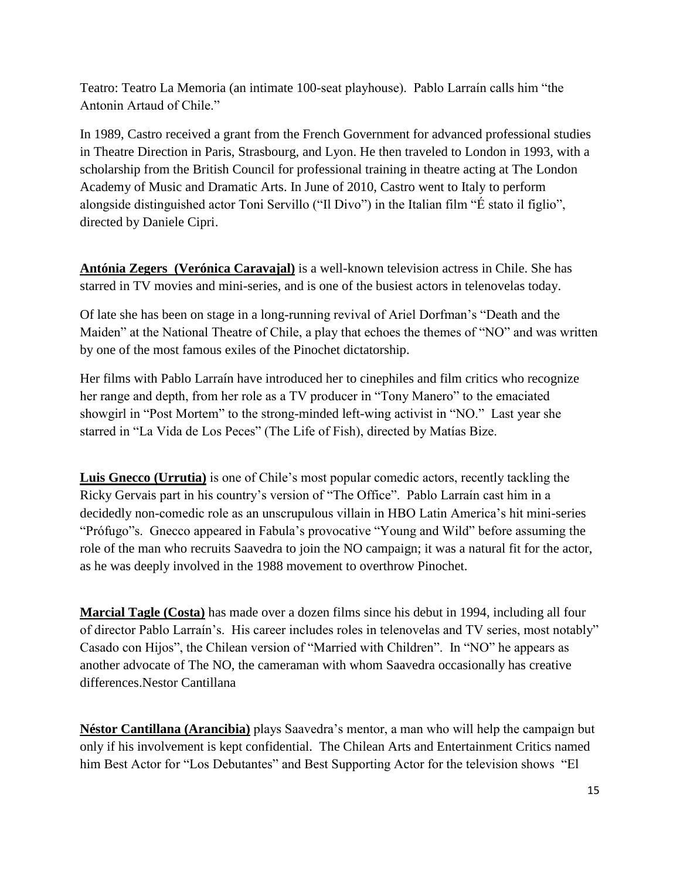Teatro: Teatro La Memoria (an intimate 100-seat playhouse). Pablo Larraín calls him "the Antonin Artaud of Chile."

In 1989, Castro received a grant from the French Government for advanced professional studies in Theatre Direction in Paris, Strasbourg, and Lyon. He then traveled to London in 1993, with a scholarship from the British Council for professional training in theatre acting at The London Academy of Music and Dramatic Arts. In June of 2010, Castro went to Italy to perform alongside distinguished actor Toni Servillo ("Il Divo") in the Italian film "É stato il figlio", directed by Daniele Cipri.

**Antónia Zegers (Verónica Caravajal)** is a well-known television actress in Chile. She has starred in TV movies and mini-series, and is one of the busiest actors in telenovelas today.

Of late she has been on stage in a long-running revival of Ariel Dorfman's "Death and the Maiden" at the National Theatre of Chile, a play that echoes the themes of "NO" and was written by one of the most famous exiles of the Pinochet dictatorship.

Her films with Pablo Larraín have introduced her to cinephiles and film critics who recognize her range and depth, from her role as a TV producer in "Tony Manero" to the emaciated showgirl in "Post Mortem" to the strong-minded left-wing activist in "NO." Last year she starred in "La Vida de Los Peces" (The Life of Fish), directed by Matías Bize.

**Luis Gnecco (Urrutia)** is one of Chile's most popular comedic actors, recently tackling the Ricky Gervais part in his country's version of "The Office". Pablo Larraín cast him in a decidedly non-comedic role as an unscrupulous villain in HBO Latin America's hit mini-series "Prófugo"s. Gnecco appeared in Fabula's provocative "Young and Wild" before assuming the role of the man who recruits Saavedra to join the NO campaign; it was a natural fit for the actor, as he was deeply involved in the 1988 movement to overthrow Pinochet.

**Marcial Tagle (Costa)** has made over a dozen films since his debut in 1994, including all four of director Pablo Larraín's. His career includes roles in telenovelas and TV series, most notably" Casado con Hijos", the Chilean version of "Married with Children". In "NO" he appears as another advocate of The NO, the cameraman with whom Saavedra occasionally has creative differences.Nestor Cantillana

**Néstor Cantillana (Arancibia)** plays Saavedra's mentor, a man who will help the campaign but only if his involvement is kept confidential. The Chilean Arts and Entertainment Critics named him Best Actor for "Los Debutantes" and Best Supporting Actor for the television shows "El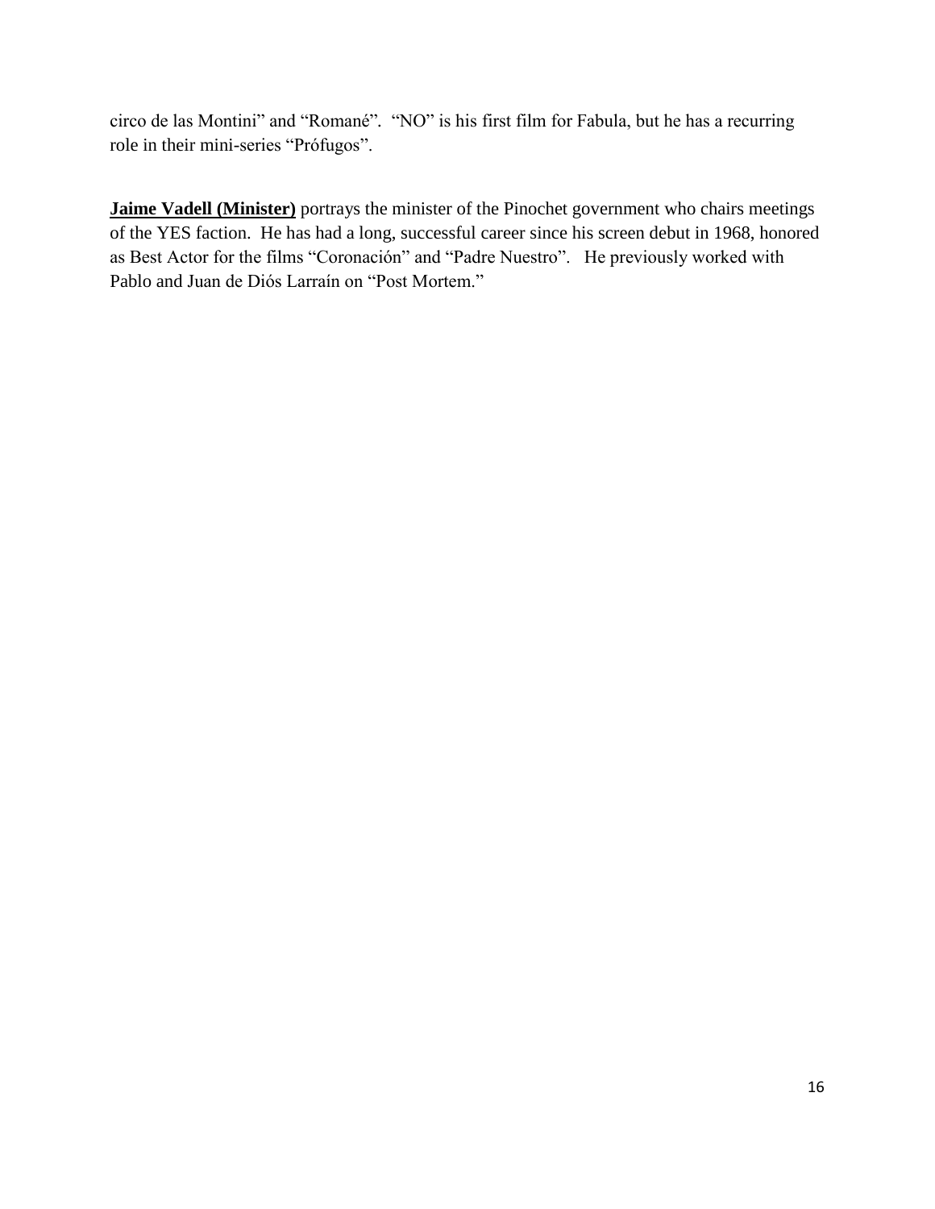circo de las Montini" and "Romané". "NO" is his first film for Fabula, but he has a recurring role in their mini-series "Prófugos".

**Jaime Vadell (Minister)** portrays the minister of the Pinochet government who chairs meetings of the YES faction. He has had a long, successful career since his screen debut in 1968, honored as Best Actor for the films "Coronación" and "Padre Nuestro". He previously worked with Pablo and Juan de Diós Larraín on "Post Mortem."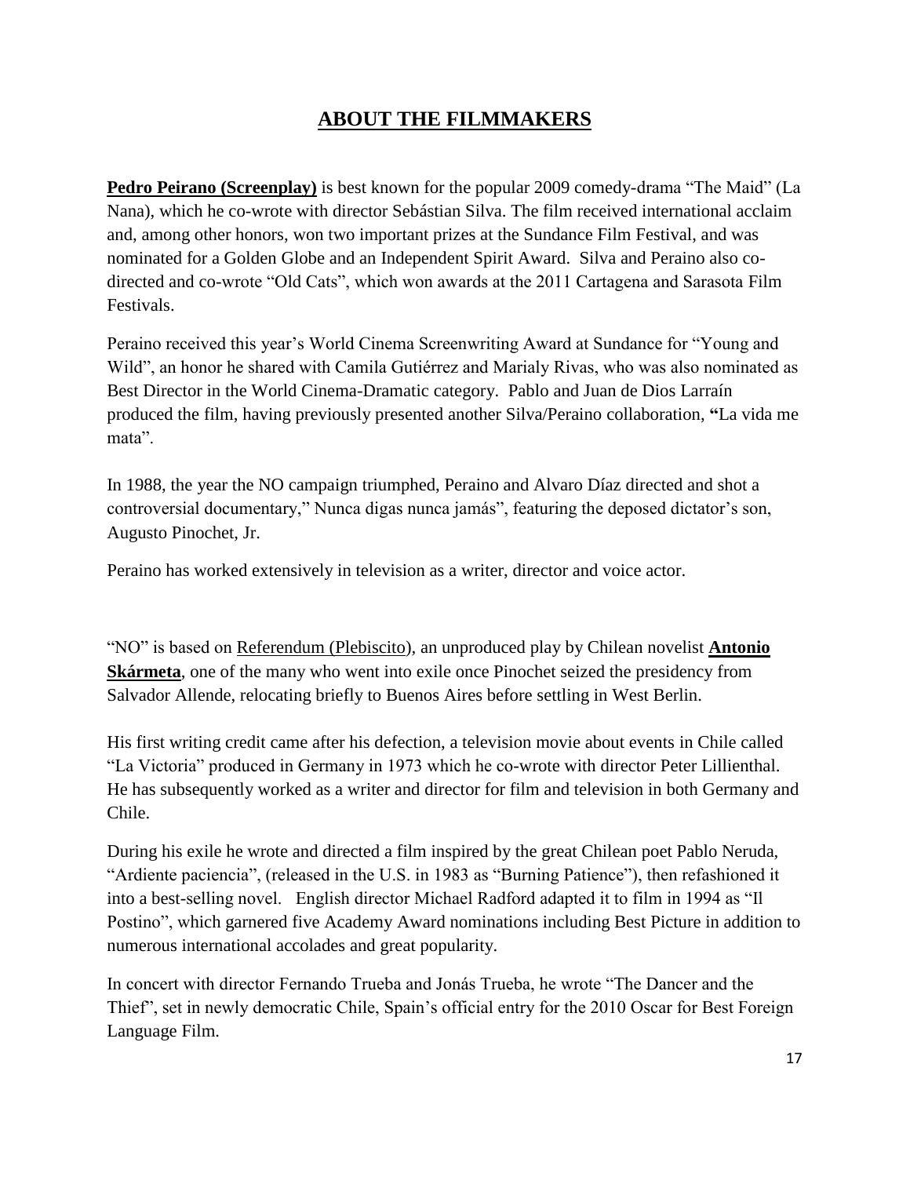## ABOUT THE FILMMAKERS

**Pedro Peirano (Screenplay)** is best known for the popular 2009 comedy-drama "The Maid" (La Nana), which he co-wrote with director Sebástian Silva. The film received international acclaim and, among other honors, won two important prizes at the Sundance Film Festival, and was nominated for a Golden Globe and an Independent Spirit Award. Silva and Peraino also co-directed and co-wrote "Old Cats", which won awards at the 2011 Cartagena and Sarasota Film Festivals.

Peraino received this year's World Cinema Screenwriting Award at Sundance for "Young and Wild", an honor he shared with Camila Gutiérrez and Marialy Rivas, who was also nominated as Best Director in the World Cinema-Dramatic category. Pablo and Juan de Dios Larraín produced the film, having previously presented another Silva/Peraino collaboration, **"**La vida me mata".

In 1988, the year the NO campaign triumphed, Peraino and Alvaro Díaz directed and shot a controversial documentary," Nunca digas nunca jamás", featuring the deposed dictator's son, Augusto Pinochet, Jr.

Peraino has worked extensively in television as a writer, director and voice actor.

"NO" is based on Referendum (Plebiscito), an unproduced play by Chilean novelist **Antonio Skármeta**, one of the many who went into exile once Pinochet seized the presidency from Salvador Allende, relocating briefly to Buenos Aires before settling in West Berlin.

His first writing credit came after his defection, a television movie about events in Chile called "La Victoria" produced in Germany in 1973 which he co-wrote with director Peter Lillienthal. He has subsequently worked as a writer and director for film and television in both Germany and Chile.

During his exile he wrote and directed a film inspired by the great Chilean poet Pablo Neruda, "Ardiente paciencia", (released in the U.S. in 1983 as "Burning Patience"), then refashioned it into a best-selling novel. English director Michael Radford adapted it to film in 1994 as "Il Postino", which garnered five Academy Award nominations including Best Picture in addition to numerous international accolades and great popularity.

In concert with director Fernando Trueba and Jonás Trueba, he wrote "The Dancer and the Thief", set in newly democratic Chile, Spain's official entry for the 2010 Oscar for Best Foreign Language Film.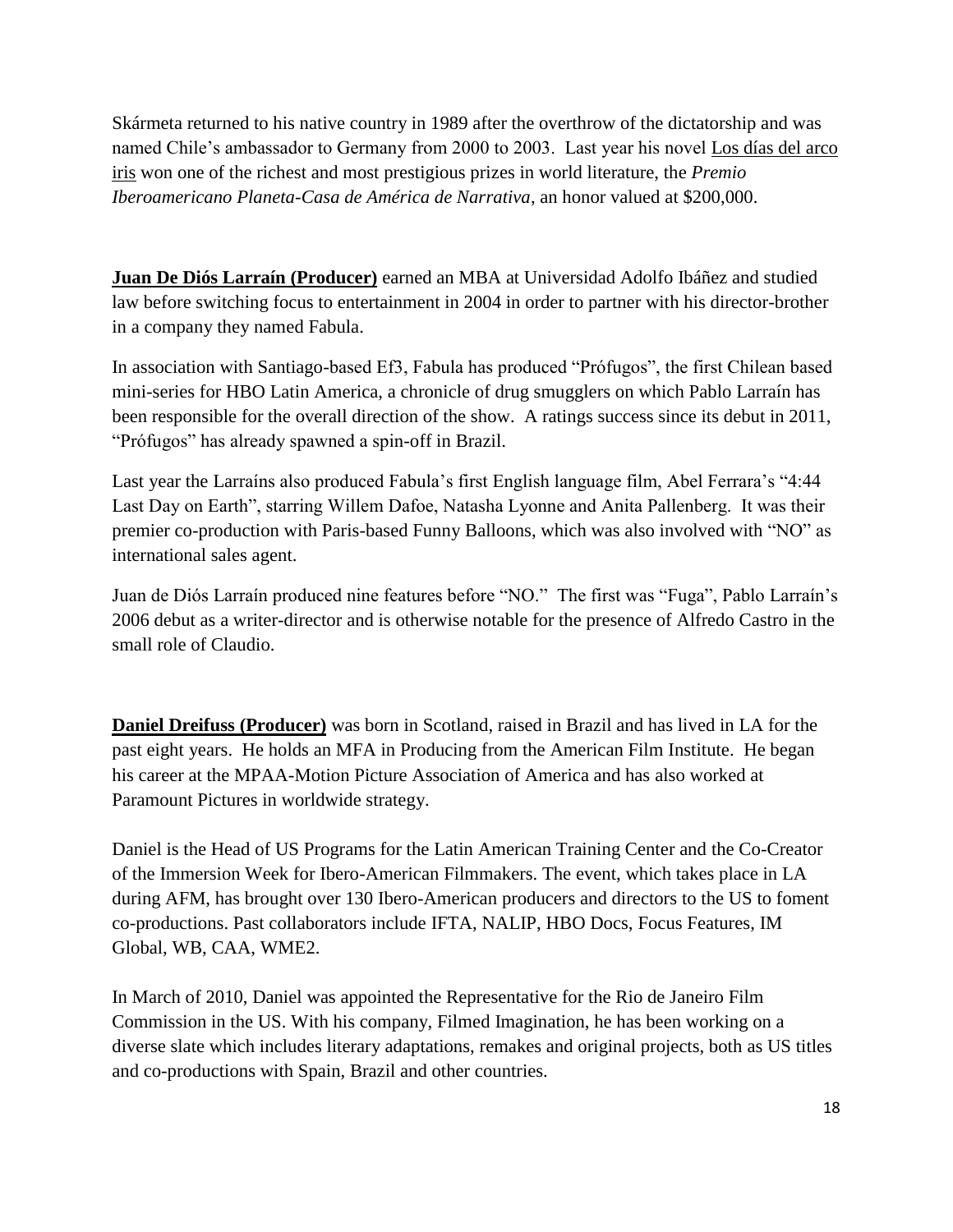Skármeta returned to his native country in 1989 after the overthrow of the dictatorship and was named Chile's ambassador to Germany from 2000 to 2003. Last year his novel Los días del arco iris won one of the richest and most prestigious prizes in world literature, the *Premio Iberoamericano Planeta-Casa de América de Narrativa*, an honor valued at $200,000.

**Juan De Diós Larraín (Producer)** earned an MBA at Universidad Adolfo Ibáñez and studied law before switching focus to entertainment in 2004 in order to partner with his director-brother in a company they named Fabula.

In association with Santiago-based Ef3, Fabula has produced "Prófugos", the first Chilean based mini-series for HBO Latin America, a chronicle of drug smugglers on which Pablo Larraín has been responsible for the overall direction of the show. A ratings success since its debut in 2011, "Prófugos" has already spawned a spin-off in Brazil.

Last year the Larraíns also produced Fabula's first English language film, Abel Ferrara's "4:44 Last Day on Earth", starring Willem Dafoe, Natasha Lyonne and Anita Pallenberg. It was their premier co-production with Paris-based Funny Balloons, which was also involved with "NO" as international sales agent.

Juan de Diós Larraín produced nine features before "NO." The first was "Fuga", Pablo Larraín's 2006 debut as a writer-director and is otherwise notable for the presence of Alfredo Castro in the small role of Claudio.

**Daniel Dreifuss (Producer)** was born in Scotland, raised in Brazil and has lived in LA for the past eight years. He holds an MFA in Producing from the American Film Institute. He began his career at the MPAA-Motion Picture Association of America and has also worked at Paramount Pictures in worldwide strategy.

Daniel is the Head of US Programs for the Latin American Training Center and the Co-Creator of the Immersion Week for Ibero-American Filmmakers. The event, which takes place in LA during AFM, has brought over 130 Ibero-American producers and directors to the US to foment co-productions. Past collaborators include IFTA, NALIP, HBO Docs, Focus Features, IM Global, WB, CAA, WME2.

In March of 2010, Daniel was appointed the Representative for the Rio de Janeiro Film Commission in the US. With his company, Filmed Imagination, he has been working on a diverse slate which includes literary adaptations, remakes and original projects, both as US titles and co-productions with Spain, Brazil and other countries.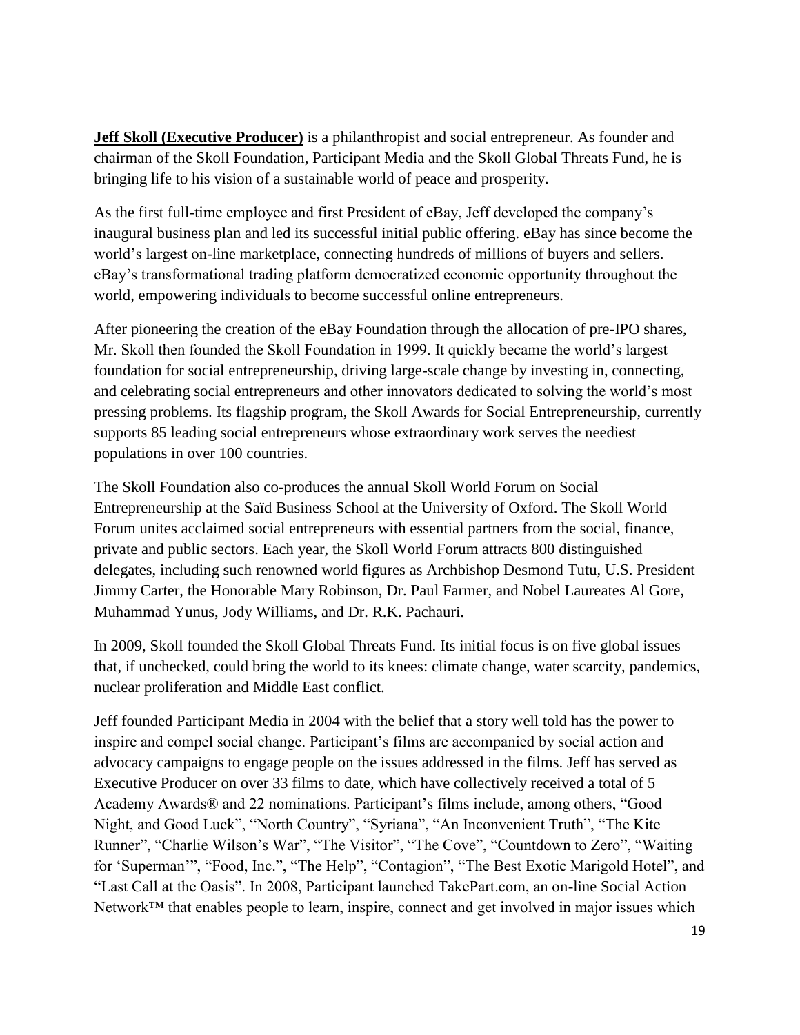**Jeff Skoll (Executive Producer)** is a philanthropist and social entrepreneur. As founder and chairman of the Skoll Foundation, Participant Media and the Skoll Global Threats Fund, he is bringing life to his vision of a sustainable world of peace and prosperity.

As the first full-time employee and first President of eBay, Jeff developed the company's inaugural business plan and led its successful initial public offering. eBay has since become the world's largest on-line marketplace, connecting hundreds of millions of buyers and sellers. eBay's transformational trading platform democratized economic opportunity throughout the world, empowering individuals to become successful online entrepreneurs.

After pioneering the creation of the eBay Foundation through the allocation of pre-IPO shares, Mr. Skoll then founded the Skoll Foundation in 1999. It quickly became the world's largest foundation for social entrepreneurship, driving large-scale change by investing in, connecting, and celebrating social entrepreneurs and other innovators dedicated to solving the world's most pressing problems. Its flagship program, the Skoll Awards for Social Entrepreneurship, currently supports 85 leading social entrepreneurs whose extraordinary work serves the neediest populations in over 100 countries.

The Skoll Foundation also co-produces the annual Skoll World Forum on Social Entrepreneurship at the Saïd Business School at the University of Oxford. The Skoll World Forum unites acclaimed social entrepreneurs with essential partners from the social, finance, private and public sectors. Each year, the Skoll World Forum attracts 800 distinguished delegates, including such renowned world figures as Archbishop Desmond Tutu, U.S. President Jimmy Carter, the Honorable Mary Robinson, Dr. Paul Farmer, and Nobel Laureates Al Gore, Muhammad Yunus, Jody Williams, and Dr. R.K. Pachauri.

In 2009, Skoll founded the Skoll Global Threats Fund. Its initial focus is on five global issues that, if unchecked, could bring the world to its knees: climate change, water scarcity, pandemics, nuclear proliferation and Middle East conflict.

Jeff founded Participant Media in 2004 with the belief that a story well told has the power to inspire and compel social change. Participant's films are accompanied by social action and advocacy campaigns to engage people on the issues addressed in the films. Jeff has served as Executive Producer on over 33 films to date, which have collectively received a total of 5 Academy Awards® and 22 nominations. Participant's films include, among others, "Good Night, and Good Luck", "North Country", "Syriana", "An Inconvenient Truth", "The Kite Runner", "Charlie Wilson's War", "The Visitor", "The Cove", "Countdown to Zero", "Waiting for 'Superman'", "Food, Inc.", "The Help", "Contagion", "The Best Exotic Marigold Hotel", and "Last Call at the Oasis". In 2008, Participant launched TakePart.com, an on-line Social Action Network™ that enables people to learn, inspire, connect and get involved in major issues which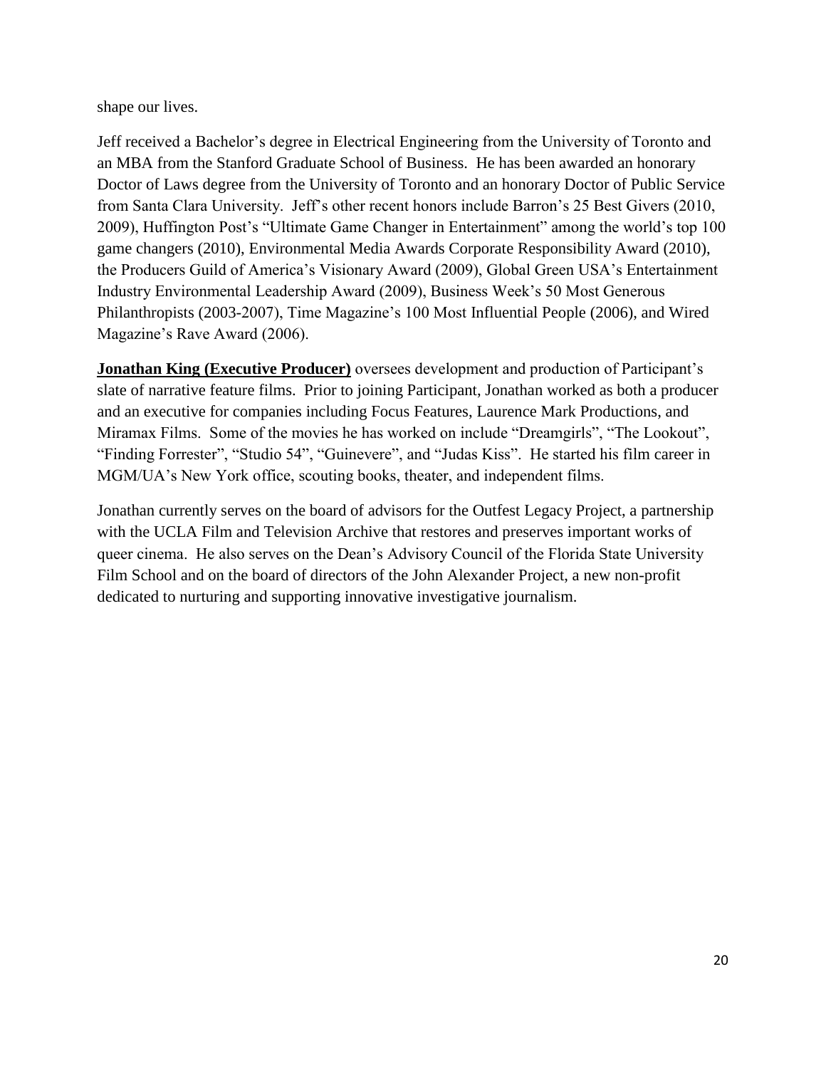shape our lives.

Jeff received a Bachelor's degree in Electrical Engineering from the University of Toronto and an MBA from the Stanford Graduate School of Business. He has been awarded an honorary Doctor of Laws degree from the University of Toronto and an honorary Doctor of Public Service from Santa Clara University. Jeff's other recent honors include Barron's 25 Best Givers (2010, 2009), Huffington Post's "Ultimate Game Changer in Entertainment" among the world's top 100 game changers (2010), Environmental Media Awards Corporate Responsibility Award (2010), the Producers Guild of America's Visionary Award (2009), Global Green USA's Entertainment Industry Environmental Leadership Award (2009), Business Week's 50 Most Generous Philanthropists (2003-2007), Time Magazine's 100 Most Influential People (2006), and Wired Magazine's Rave Award (2006).

**Jonathan King (Executive Producer)** oversees development and production of Participant's slate of narrative feature films. Prior to joining Participant, Jonathan worked as both a producer and an executive for companies including Focus Features, Laurence Mark Productions, and Miramax Films. Some of the movies he has worked on include "Dreamgirls", "The Lookout", "Finding Forrester", "Studio 54", "Guinevere", and "Judas Kiss". He started his film career in MGM/UA's New York office, scouting books, theater, and independent films.

Jonathan currently serves on the board of advisors for the Outfest Legacy Project, a partnership with the UCLA Film and Television Archive that restores and preserves important works of queer cinema. He also serves on the Dean's Advisory Council of the Florida State University Film School and on the board of directors of the John Alexander Project, a new non-profit dedicated to nurturing and supporting innovative investigative journalism.